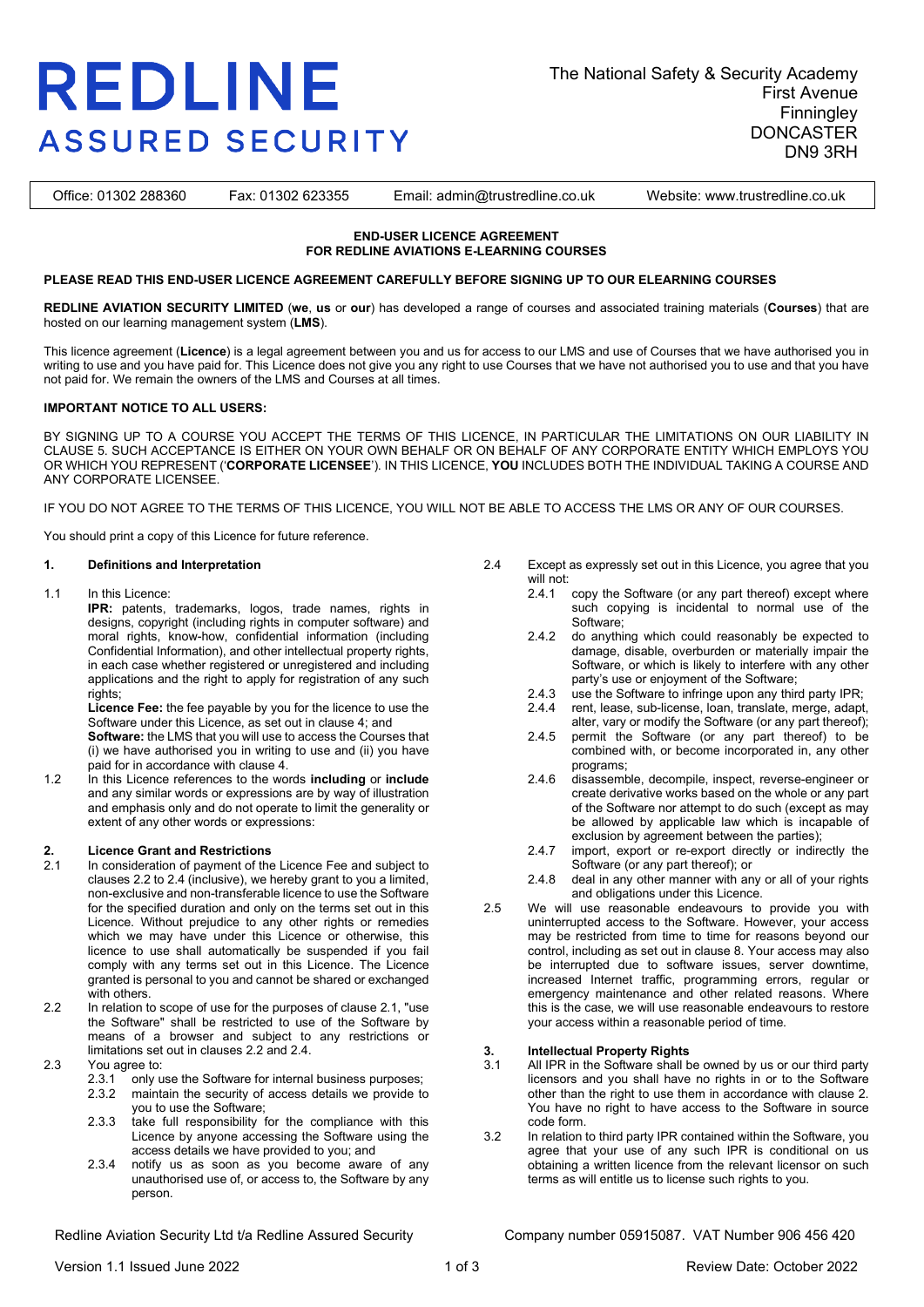# REDLINE ASSURED SECURITY

The National Safety & Security Academy
First Avenue
Finningley
DONCASTER
DN9 3RH

Office: 01302 288360 | Fax: 01302 623355 | Email: admin@trustredline.co.uk | Website: www.trustredline.co.uk

## END-USER LICENCE AGREEMENT FOR REDLINE AVIATIONS E-LEARNING COURSES

**PLEASE READ THIS END-USER LICENCE AGREEMENT CAREFULLY BEFORE SIGNING UP TO OUR ELEARNING COURSES**

**REDLINE AVIATION SECURITY LIMITED** (**we**, **us** or **our**) has developed a range of courses and associated training materials (**Courses**) that are hosted on our learning management system (**LMS**).

This licence agreement (**Licence**) is a legal agreement between you and us for access to our LMS and use of Courses that we have authorised you in writing to use and you have paid for. This Licence does not give you any right to use Courses that we have not authorised you to use and that you have not paid for. We remain the owners of the LMS and Courses at all times.

**IMPORTANT NOTICE TO ALL USERS:**

BY SIGNING UP TO A COURSE YOU ACCEPT THE TERMS OF THIS LICENCE, IN PARTICULAR THE LIMITATIONS ON OUR LIABILITY IN CLAUSE 5. SUCH ACCEPTANCE IS EITHER ON YOUR OWN BEHALF OR ON BEHALF OF ANY CORPORATE ENTITY WHICH EMPLOYS YOU OR WHICH YOU REPRESENT ('**CORPORATE LICENSEE**'). IN THIS LICENCE, **YOU** INCLUDES BOTH THE INDIVIDUAL TAKING A COURSE AND ANY CORPORATE LICENSEE.

IF YOU DO NOT AGREE TO THE TERMS OF THIS LICENCE, YOU WILL NOT BE ABLE TO ACCESS THE LMS OR ANY OF OUR COURSES.

You should print a copy of this Licence for future reference.

### 1. Definitions and Interpretation

1.1 In this Licence:

**IPR:** patents, trademarks, logos, trade names, rights in designs, copyright (including rights in computer software) and moral rights, know-how, confidential information (including Confidential Information), and other intellectual property rights, in each case whether registered or unregistered and including applications and the right to apply for registration of any such rights;

**Licence Fee:** the fee payable by you for the licence to use the Software under this Licence, as set out in clause 4; and

**Software:** the LMS that you will use to access the Courses that (i) we have authorised you in writing to use and (ii) you have paid for in accordance with clause 4.

1.2 In this Licence references to the words **including** or **include** and any similar words or expressions are by way of illustration and emphasis only and do not operate to limit the generality or extent of any other words or expressions:

### 2. Licence Grant and Restrictions

2.1 In consideration of payment of the Licence Fee and subject to clauses 2.2 to 2.4 (inclusive), we hereby grant to you a limited, non-exclusive and non-transferable licence to use the Software for the specified duration and only on the terms set out in this Licence. Without prejudice to any other rights or remedies which we may have under this Licence or otherwise, this licence to use shall automatically be suspended if you fail comply with any terms set out in this Licence. The Licence granted is personal to you and cannot be shared or exchanged with others.

2.2 In relation to scope of use for the purposes of clause 2.1, "use the Software" shall be restricted to use of the Software by means of a browser and subject to any restrictions or limitations set out in clauses 2.2 and 2.4.

2.3 You agree to:

- 2.3.1 only use the Software for internal business purposes;
- 2.3.2 maintain the security of access details we provide to you to use the Software;
- 2.3.3 take full responsibility for the compliance with this Licence by anyone accessing the Software using the access details we have provided to you; and
- 2.3.4 notify us as soon as you become aware of any unauthorised use of, or access to, the Software by any person.

2.4 Except as expressly set out in this Licence, you agree that you will not:

- 2.4.1 copy the Software (or any part thereof) except where such copying is incidental to normal use of the Software;
- 2.4.2 do anything which could reasonably be expected to damage, disable, overburden or materially impair the Software, or which is likely to interfere with any other party's use or enjoyment of the Software;
- 2.4.3 use the Software to infringe upon any third party IPR;
- 2.4.4 rent, lease, sub-license, loan, translate, merge, adapt, alter, vary or modify the Software (or any part thereof);
- 2.4.5 permit the Software (or any part thereof) to be combined with, or become incorporated in, any other programs;
- 2.4.6 disassemble, decompile, inspect, reverse-engineer or create derivative works based on the whole or any part of the Software nor attempt to do such (except as may be allowed by applicable law which is incapable of exclusion by agreement between the parties);
- 2.4.7 import, export or re-export directly or indirectly the Software (or any part thereof); or
- 2.4.8 deal in any other manner with any or all of your rights and obligations under this Licence.

2.5 We will use reasonable endeavours to provide you with uninterrupted access to the Software. However, your access may be restricted from time to time for reasons beyond our control, including as set out in clause 8. Your access may also be interrupted due to software issues, server downtime, increased Internet traffic, programming errors, regular or emergency maintenance and other related reasons. Where this is the case, we will use reasonable endeavours to restore your access within a reasonable period of time.

### 3. Intellectual Property Rights

3.1 All IPR in the Software shall be owned by us or our third party licensors and you shall have no rights in or to the Software other than the right to use them in accordance with clause 2. You have no right to have access to the Software in source code form.

3.2 In relation to third party IPR contained within the Software, you agree that your use of any such IPR is conditional on us obtaining a written licence from the relevant licensor on such terms as will entitle us to license such rights to you.

Redline Aviation Security Ltd t/a Redline Assured Security — Company number 05915087. VAT Number 906 456 420

Version 1.1 Issued June 2022 — Review Date: October 2022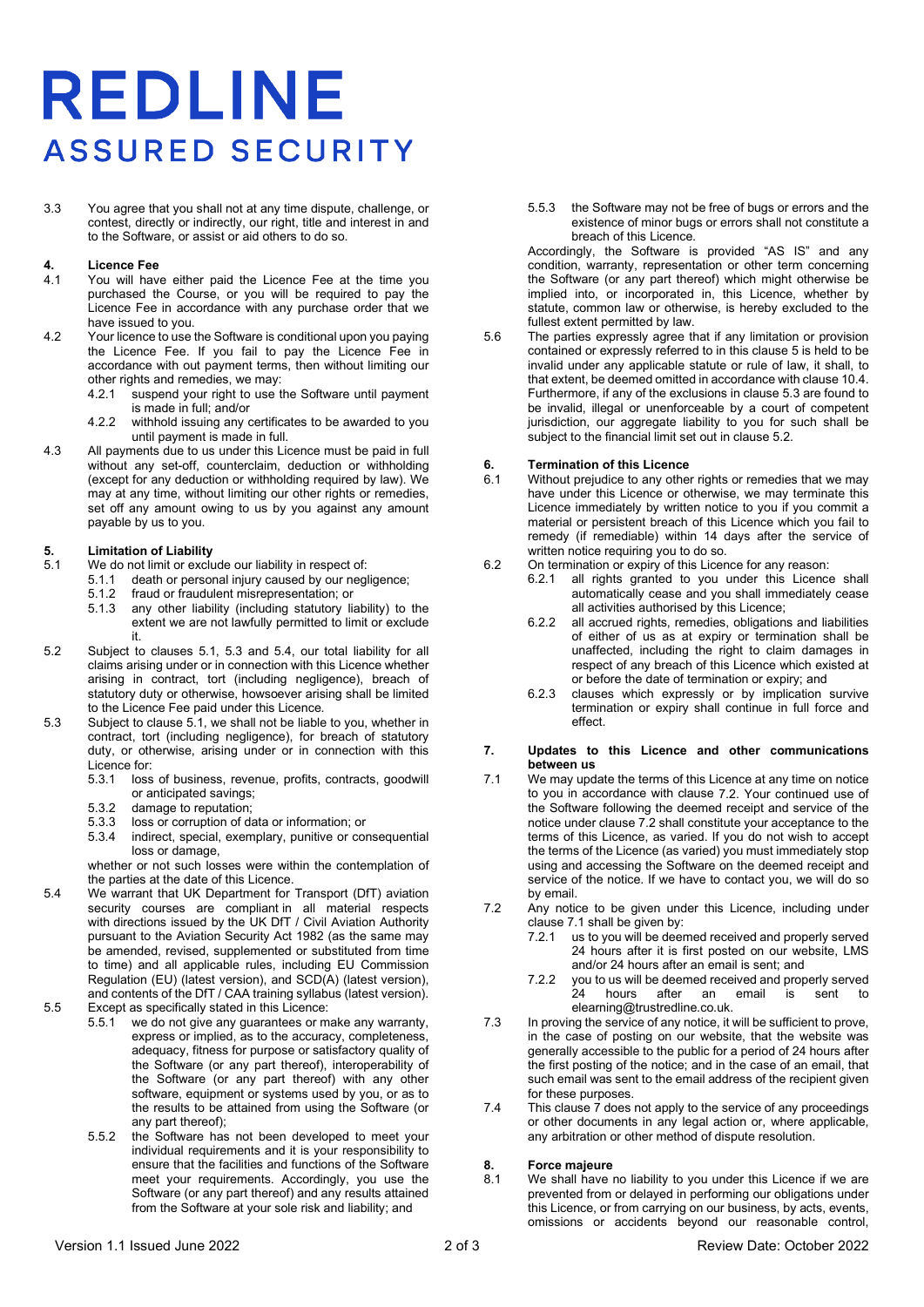3.3 You agree that you shall not at any time dispute, challenge, or contest, directly or indirectly, our right, title and interest in and to the Software, or assist or aid others to do so.

## 4. Licence Fee

4.1 You will have either paid the Licence Fee at the time you purchased the Course, or you will be required to pay the Licence Fee in accordance with any purchase order that we have issued to you.

4.2 Your licence to use the Software is conditional upon you paying the Licence Fee. If you fail to pay the Licence Fee in accordance with out payment terms, then without limiting our other rights and remedies, we may:

- 4.2.1 suspend your right to use the Software until payment is made in full; and/or
- 4.2.2 withhold issuing any certificates to be awarded to you until payment is made in full.

4.3 All payments due to us under this Licence must be paid in full without any set-off, counterclaim, deduction or withholding (except for any deduction or withholding required by law). We may at any time, without limiting our other rights or remedies, set off any amount owing to us by you against any amount payable by us to you.

## 5. Limitation of Liability

5.1 We do not limit or exclude our liability in respect of:

- 5.1.1 death or personal injury caused by our negligence;
- 5.1.2 fraud or fraudulent misrepresentation; or
- 5.1.3 any other liability (including statutory liability) to the extent we are not lawfully permitted to limit or exclude it.

5.2 Subject to clauses 5.1, 5.3 and 5.4, our total liability for all claims arising under or in connection with this Licence whether arising in contract, tort (including negligence), breach of statutory duty or otherwise, howsoever arising shall be limited to the Licence Fee paid under this Licence.

5.3 Subject to clause 5.1, we shall not be liable to you, whether in contract, tort (including negligence), for breach of statutory duty, or otherwise, arising under or in connection with this Licence for:

- 5.3.1 loss of business, revenue, profits, contracts, goodwill or anticipated savings;
- 5.3.2 damage to reputation;
- 5.3.3 loss or corruption of data or information; or
- 5.3.4 indirect, special, exemplary, punitive or consequential loss or damage,

whether or not such losses were within the contemplation of the parties at the date of this Licence.

5.4 We warrant that UK Department for Transport (DfT) aviation security courses are compliant in all material respects with directions issued by the UK DfT / Civil Aviation Authority pursuant to the Aviation Security Act 1982 (as the same may be amended, revised, supplemented or substituted from time to time) and all applicable rules, including EU Commission Regulation (EU) (latest version), and SCD(A) (latest version), and contents of the DfT / CAA training syllabus (latest version).

5.5 Except as specifically stated in this Licence:

- 5.5.1 we do not give any guarantees or make any warranty, express or implied, as to the accuracy, completeness, adequacy, fitness for purpose or satisfactory quality of the Software (or any part thereof), interoperability of the Software (or any part thereof) with any other software, equipment or systems used by you, or as to the results to be attained from using the Software (or any part thereof);
- 5.5.2 the Software has not been developed to meet your individual requirements and it is your responsibility to ensure that the facilities and functions of the Software meet your requirements. Accordingly, you use the Software (or any part thereof) and any results attained from the Software at your sole risk and liability; and
- 5.5.3 the Software may not be free of bugs or errors and the existence of minor bugs or errors shall not constitute a breach of this Licence.

Accordingly, the Software is provided "AS IS" and any condition, warranty, representation or other term concerning the Software (or any part thereof) which might otherwise be implied into, or incorporated in, this Licence, whether by statute, common law or otherwise, is hereby excluded to the fullest extent permitted by law.

5.6 The parties expressly agree that if any limitation or provision contained or expressly referred to in this clause 5 is held to be invalid under any applicable statute or rule of law, it shall, to that extent, be deemed omitted in accordance with clause 10.4. Furthermore, if any of the exclusions in clause 5.3 are found to be invalid, illegal or unenforceable by a court of competent jurisdiction, our aggregate liability to you for such shall be subject to the financial limit set out in clause 5.2.

## 6. Termination of this Licence

6.1 Without prejudice to any other rights or remedies that we may have under this Licence or otherwise, we may terminate this Licence immediately by written notice to you if you commit a material or persistent breach of this Licence which you fail to remedy (if remediable) within 14 days after the service of written notice requiring you to do so.

6.2 On termination or expiry of this Licence for any reason:

- 6.2.1 all rights granted to you under this Licence shall automatically cease and you shall immediately cease all activities authorised by this Licence;
- 6.2.2 all accrued rights, remedies, obligations and liabilities of either of us as at expiry or termination shall be unaffected, including the right to claim damages in respect of any breach of this Licence which existed at or before the date of termination or expiry; and
- 6.2.3 clauses which expressly or by implication survive termination or expiry shall continue in full force and effect.

## 7. Updates to this Licence and other communications between us

7.1 We may update the terms of this Licence at any time on notice to you in accordance with clause 7.2. Your continued use of the Software following the deemed receipt and service of the notice under clause 7.2 shall constitute your acceptance to the terms of this Licence, as varied. If you do not wish to accept the terms of the Licence (as varied) you must immediately stop using and accessing the Software on the deemed receipt and service of the notice. If we have to contact you, we will do so by email.

7.2 Any notice to be given under this Licence, including under clause 7.1 shall be given by:

- 7.2.1 us to you will be deemed received and properly served 24 hours after it is first posted on our website, LMS and/or 24 hours after an email is sent; and
- 7.2.2 you to us will be deemed received and properly served 24 hours after an email is sent to elearning@trustredline.co.uk.

7.3 In proving the service of any notice, it will be sufficient to prove, in the case of posting on our website, that the website was generally accessible to the public for a period of 24 hours after the first posting of the notice; and in the case of an email, that such email was sent to the email address of the recipient given for these purposes.

7.4 This clause 7 does not apply to the service of any proceedings or other documents in any legal action or, where applicable, any arbitration or other method of dispute resolution.

## 8. Force majeure

8.1 We shall have no liability to you under this Licence if we are prevented from or delayed in performing our obligations under this Licence, or from carrying on our business, by acts, events, omissions or accidents beyond our reasonable control,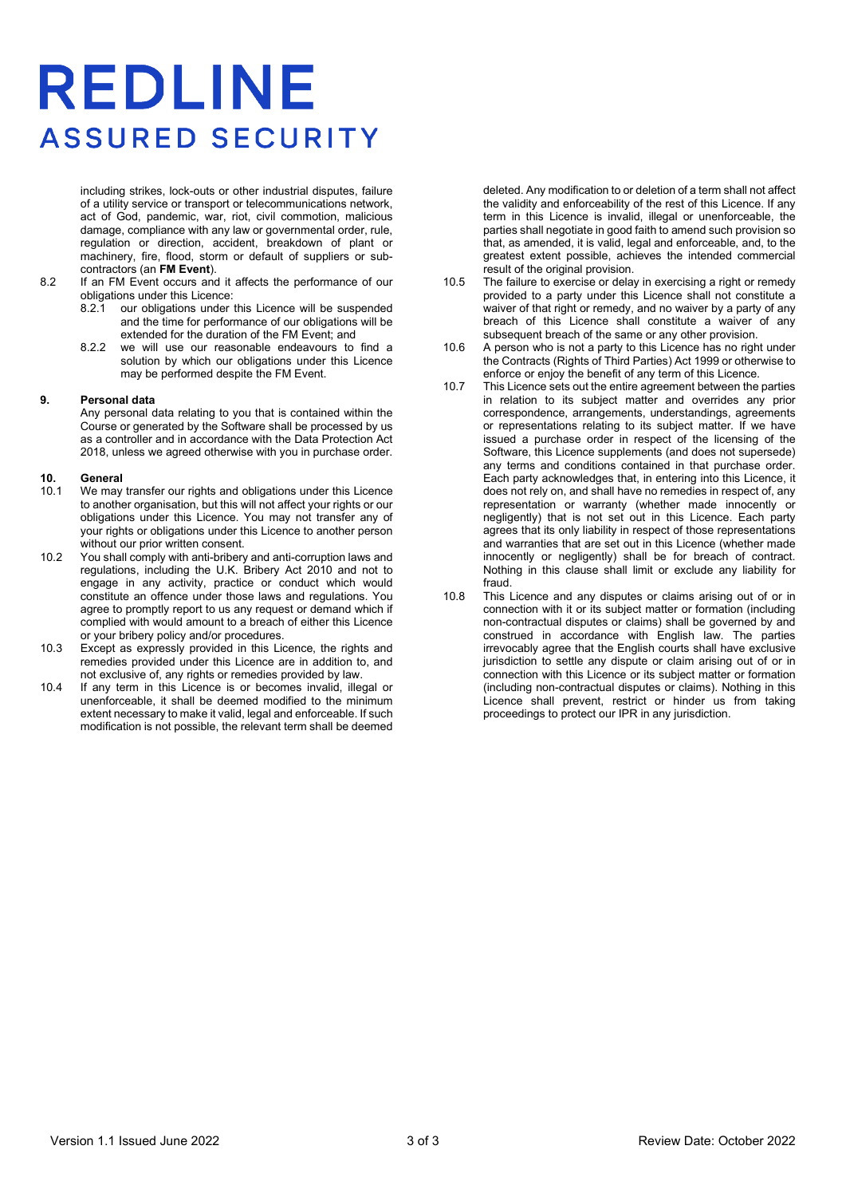including strikes, lock-outs or other industrial disputes, failure of a utility service or transport or telecommunications network, act of God, pandemic, war, riot, civil commotion, malicious damage, compliance with any law or governmental order, rule, regulation or direction, accident, breakdown of plant or machinery, fire, flood, storm or default of suppliers or sub-contractors (an **FM Event**).

8.2 If an FM Event occurs and it affects the performance of our obligations under this Licence:

8.2.1 our obligations under this Licence will be suspended and the time for performance of our obligations will be extended for the duration of the FM Event; and

8.2.2 we will use our reasonable endeavours to find a solution by which our obligations under this Licence may be performed despite the FM Event.

**9. Personal data**

Any personal data relating to you that is contained within the Course or generated by the Software shall be processed by us as a controller and in accordance with the Data Protection Act 2018, unless we agreed otherwise with you in purchase order.

**10. General**

10.1 We may transfer our rights and obligations under this Licence to another organisation, but this will not affect your rights or our obligations under this Licence. You may not transfer any of your rights or obligations under this Licence to another person without our prior written consent.

10.2 You shall comply with anti-bribery and anti-corruption laws and regulations, including the U.K. Bribery Act 2010 and not to engage in any activity, practice or conduct which would constitute an offence under those laws and regulations. You agree to promptly report to us any request or demand which if complied with would amount to a breach of either this Licence or your bribery policy and/or procedures.

10.3 Except as expressly provided in this Licence, the rights and remedies provided under this Licence are in addition to, and not exclusive of, any rights or remedies provided by law.

10.4 If any term in this Licence is or becomes invalid, illegal or unenforceable, it shall be deemed modified to the minimum extent necessary to make it valid, legal and enforceable. If such modification is not possible, the relevant term shall be deemed deleted. Any modification to or deletion of a term shall not affect the validity and enforceability of the rest of this Licence. If any term in this Licence is invalid, illegal or unenforceable, the parties shall negotiate in good faith to amend such provision so that, as amended, it is valid, legal and enforceable, and, to the greatest extent possible, achieves the intended commercial result of the original provision.

10.5 The failure to exercise or delay in exercising a right or remedy provided to a party under this Licence shall not constitute a waiver of that right or remedy, and no waiver by a party of any breach of this Licence shall constitute a waiver of any subsequent breach of the same or any other provision.

10.6 A person who is not a party to this Licence has no right under the Contracts (Rights of Third Parties) Act 1999 or otherwise to enforce or enjoy the benefit of any term of this Licence.

10.7 This Licence sets out the entire agreement between the parties in relation to its subject matter and overrides any prior correspondence, arrangements, understandings, agreements or representations relating to its subject matter. If we have issued a purchase order in respect of the licensing of the Software, this Licence supplements (and does not supersede) any terms and conditions contained in that purchase order. Each party acknowledges that, in entering into this Licence, it does not rely on, and shall have no remedies in respect of, any representation or warranty (whether made innocently or negligently) that is not set out in this Licence. Each party agrees that its only liability in respect of those representations and warranties that are set out in this Licence (whether made innocently or negligently) shall be for breach of contract. Nothing in this clause shall limit or exclude any liability for fraud.

10.8 This Licence and any disputes or claims arising out of or in connection with it or its subject matter or formation (including non-contractual disputes or claims) shall be governed by and construed in accordance with English law. The parties irrevocably agree that the English courts shall have exclusive jurisdiction to settle any dispute or claim arising out of or in connection with this Licence or its subject matter or formation (including non-contractual disputes or claims). Nothing in this Licence shall prevent, restrict or hinder us from taking proceedings to protect our IPR in any jurisdiction.